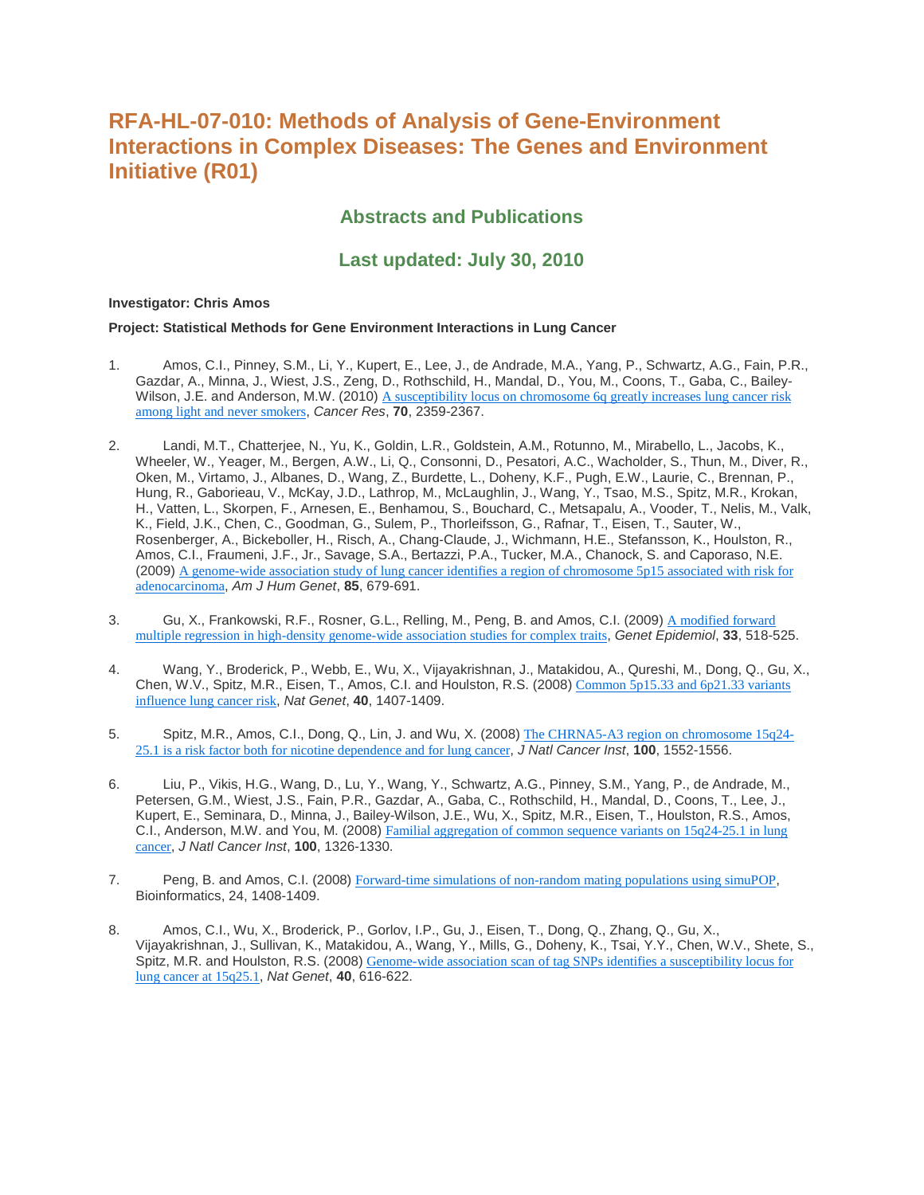# RFA-HL-07-010: Methods of Analysis of Gene-Environment Interactions in Complex Diseases: The Genes and Environment Initiative (R01)

## Abstracts and Publications

## Last updated: July 30, 2010

**Investigator: Chris Amos**

**Project: Statistical Methods for Gene Environment Interactions in Lung Cancer**

1. Amos, C.I., Pinney, S.M., Li, Y., Kupert, E., Lee, J., de Andrade, M.A., Yang, P., Schwartz, A.G., Fain, P.R., Gazdar, A., Minna, J., Wiest, J.S., Zeng, D., Rothschild, H., Mandal, D., You, M., Coons, T., Gaba, C., Bailey-Wilson, J.E. and Anderson, M.W. (2010) A susceptibility locus on chromosome 6q greatly increases lung cancer risk among light and never smokers, *Cancer Res*, **70**, 2359-2367.

2. Landi, M.T., Chatterjee, N., Yu, K., Goldin, L.R., Goldstein, A.M., Rotunno, M., Mirabello, L., Jacobs, K., Wheeler, W., Yeager, M., Bergen, A.W., Li, Q., Consonni, D., Pesatori, A.C., Wacholder, S., Thun, M., Diver, R., Oken, M., Virtamo, J., Albanes, D., Wang, Z., Burdette, L., Doheny, K.F., Pugh, E.W., Laurie, C., Brennan, P., Hung, R., Gaborieau, V., McKay, J.D., Lathrop, M., McLaughlin, J., Wang, Y., Tsao, M.S., Spitz, M.R., Krokan, H., Vatten, L., Skorpen, F., Arnesen, E., Benhamou, S., Bouchard, C., Metsapalu, A., Vooder, T., Nelis, M., Valk, K., Field, J.K., Chen, C., Goodman, G., Sulem, P., Thorleifsson, G., Rafnar, T., Eisen, T., Sauter, W., Rosenberger, A., Bickeboller, H., Risch, A., Chang-Claude, J., Wichmann, H.E., Stefansson, K., Houlston, R., Amos, C.I., Fraumeni, J.F., Jr., Savage, S.A., Bertazzi, P.A., Tucker, M.A., Chanock, S. and Caporaso, N.E. (2009) A genome-wide association study of lung cancer identifies a region of chromosome 5p15 associated with risk for adenocarcinoma, *Am J Hum Genet*, **85**, 679-691.

3. Gu, X., Frankowski, R.F., Rosner, G.L., Relling, M., Peng, B. and Amos, C.I. (2009) A modified forward multiple regression in high-density genome-wide association studies for complex traits, *Genet Epidemiol*, **33**, 518-525.

4. Wang, Y., Broderick, P., Webb, E., Wu, X., Vijayakrishnan, J., Matakidou, A., Qureshi, M., Dong, Q., Gu, X., Chen, W.V., Spitz, M.R., Eisen, T., Amos, C.I. and Houlston, R.S. (2008) Common 5p15.33 and 6p21.33 variants influence lung cancer risk, *Nat Genet*, **40**, 1407-1409.

5. Spitz, M.R., Amos, C.I., Dong, Q., Lin, J. and Wu, X. (2008) The CHRNA5-A3 region on chromosome 15q24-25.1 is a risk factor both for nicotine dependence and for lung cancer, *J Natl Cancer Inst*, **100**, 1552-1556.

6. Liu, P., Vikis, H.G., Wang, D., Lu, Y., Wang, Y., Schwartz, A.G., Pinney, S.M., Yang, P., de Andrade, M., Petersen, G.M., Wiest, J.S., Fain, P.R., Gazdar, A., Gaba, C., Rothschild, H., Mandal, D., Coons, T., Lee, J., Kupert, E., Seminara, D., Minna, J., Bailey-Wilson, J.E., Wu, X., Spitz, M.R., Eisen, T., Houlston, R.S., Amos, C.I., Anderson, M.W. and You, M. (2008) Familial aggregation of common sequence variants on 15q24-25.1 in lung cancer, *J Natl Cancer Inst*, **100**, 1326-1330.

7. Peng, B. and Amos, C.I. (2008) Forward-time simulations of non-random mating populations using simuPOP, Bioinformatics, 24, 1408-1409.

8. Amos, C.I., Wu, X., Broderick, P., Gorlov, I.P., Gu, J., Eisen, T., Dong, Q., Zhang, Q., Gu, X., Vijayakrishnan, J., Sullivan, K., Matakidou, A., Wang, Y., Mills, G., Doheny, K., Tsai, Y.Y., Chen, W.V., Shete, S., Spitz, M.R. and Houlston, R.S. (2008) Genome-wide association scan of tag SNPs identifies a susceptibility locus for lung cancer at 15q25.1, *Nat Genet*, **40**, 616-622.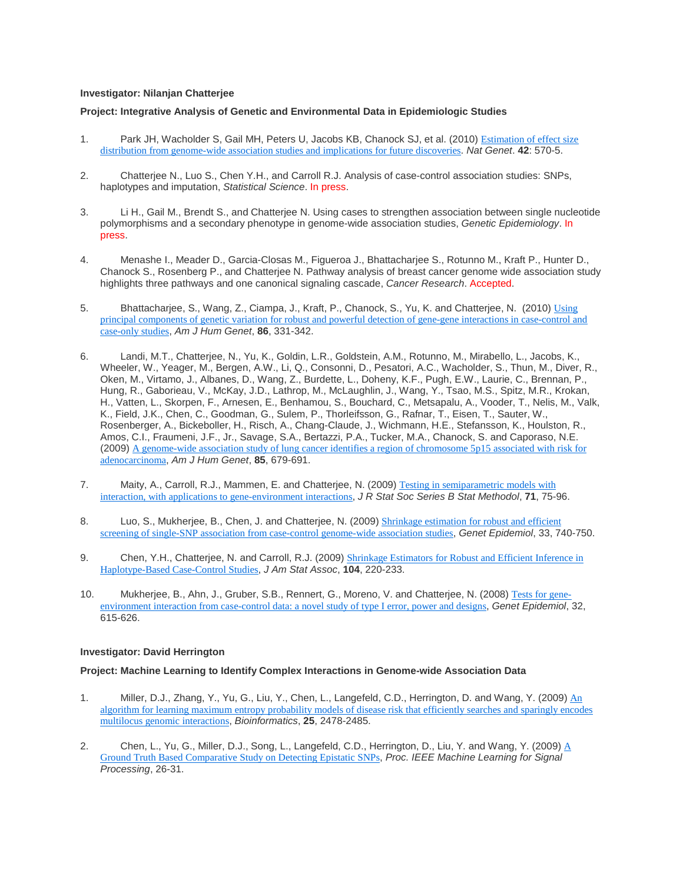**Investigator: Nilanjan Chatterjee**

**Project: Integrative Analysis of Genetic and Environmental Data in Epidemiologic Studies**

1. Park JH, Wacholder S, Gail MH, Peters U, Jacobs KB, Chanock SJ, et al. (2010) Estimation of effect size distribution from genome-wide association studies and implications for future discoveries. *Nat Genet*. **42**: 570-5.

2. Chatterjee N., Luo S., Chen Y.H., and Carroll R.J. Analysis of case-control association studies: SNPs, haplotypes and imputation, *Statistical Science*. In press.

3. Li H., Gail M., Brendt S., and Chatterjee N. Using cases to strengthen association between single nucleotide polymorphisms and a secondary phenotype in genome-wide association studies, *Genetic Epidemiology*. In press.

4. Menashe I., Meader D., Garcia-Closas M., Figueroa J., Bhattacharjee S., Rotunno M., Kraft P., Hunter D., Chanock S., Rosenberg P., and Chatterjee N. Pathway analysis of breast cancer genome wide association study highlights three pathways and one canonical signaling cascade, *Cancer Research*. Accepted.

5. Bhattacharjee, S., Wang, Z., Ciampa, J., Kraft, P., Chanock, S., Yu, K. and Chatterjee, N. (2010) Using principal components of genetic variation for robust and powerful detection of gene-gene interactions in case-control and case-only studies, *Am J Hum Genet*, **86**, 331-342.

6. Landi, M.T., Chatterjee, N., Yu, K., Goldin, L.R., Goldstein, A.M., Rotunno, M., Mirabello, L., Jacobs, K., Wheeler, W., Yeager, M., Bergen, A.W., Li, Q., Consonni, D., Pesatori, A.C., Wacholder, S., Thun, M., Diver, R., Oken, M., Virtamo, J., Albanes, D., Wang, Z., Burdette, L., Doheny, K.F., Pugh, E.W., Laurie, C., Brennan, P., Hung, R., Gaborieau, V., McKay, J.D., Lathrop, M., McLaughlin, J., Wang, Y., Tsao, M.S., Spitz, M.R., Krokan, H., Vatten, L., Skorpen, F., Arnesen, E., Benhamou, S., Bouchard, C., Metsapalu, A., Vooder, T., Nelis, M., Valk, K., Field, J.K., Chen, C., Goodman, G., Sulem, P., Thorleifsson, G., Rafnar, T., Eisen, T., Sauter, W., Rosenberger, A., Bickeboller, H., Risch, A., Chang-Claude, J., Wichmann, H.E., Stefansson, K., Houlston, R., Amos, C.I., Fraumeni, J.F., Jr., Savage, S.A., Bertazzi, P.A., Tucker, M.A., Chanock, S. and Caporaso, N.E. (2009) A genome-wide association study of lung cancer identifies a region of chromosome 5p15 associated with risk for adenocarcinoma, *Am J Hum Genet*, **85**, 679-691.

7. Maity, A., Carroll, R.J., Mammen, E. and Chatterjee, N. (2009) Testing in semiparametric models with interaction, with applications to gene-environment interactions, *J R Stat Soc Series B Stat Methodol*, **71**, 75-96.

8. Luo, S., Mukherjee, B., Chen, J. and Chatterjee, N. (2009) Shrinkage estimation for robust and efficient screening of single-SNP association from case-control genome-wide association studies, *Genet Epidemiol*, 33, 740-750.

9. Chen, Y.H., Chatterjee, N. and Carroll, R.J. (2009) Shrinkage Estimators for Robust and Efficient Inference in Haplotype-Based Case-Control Studies, *J Am Stat Assoc*, **104**, 220-233.

10. Mukherjee, B., Ahn, J., Gruber, S.B., Rennert, G., Moreno, V. and Chatterjee, N. (2008) Tests for gene-environment interaction from case-control data: a novel study of type I error, power and designs, *Genet Epidemiol*, 32, 615-626.

**Investigator: David Herrington**

**Project: Machine Learning to Identify Complex Interactions in Genome-wide Association Data**

1. Miller, D.J., Zhang, Y., Yu, G., Liu, Y., Chen, L., Langefeld, C.D., Herrington, D. and Wang, Y. (2009) An algorithm for learning maximum entropy probability models of disease risk that efficiently searches and sparingly encodes multilocus genomic interactions, *Bioinformatics*, **25**, 2478-2485.

2. Chen, L., Yu, G., Miller, D.J., Song, L., Langefeld, C.D., Herrington, D., Liu, Y. and Wang, Y. (2009) A Ground Truth Based Comparative Study on Detecting Epistatic SNPs, *Proc. IEEE Machine Learning for Signal Processing*, 26-31.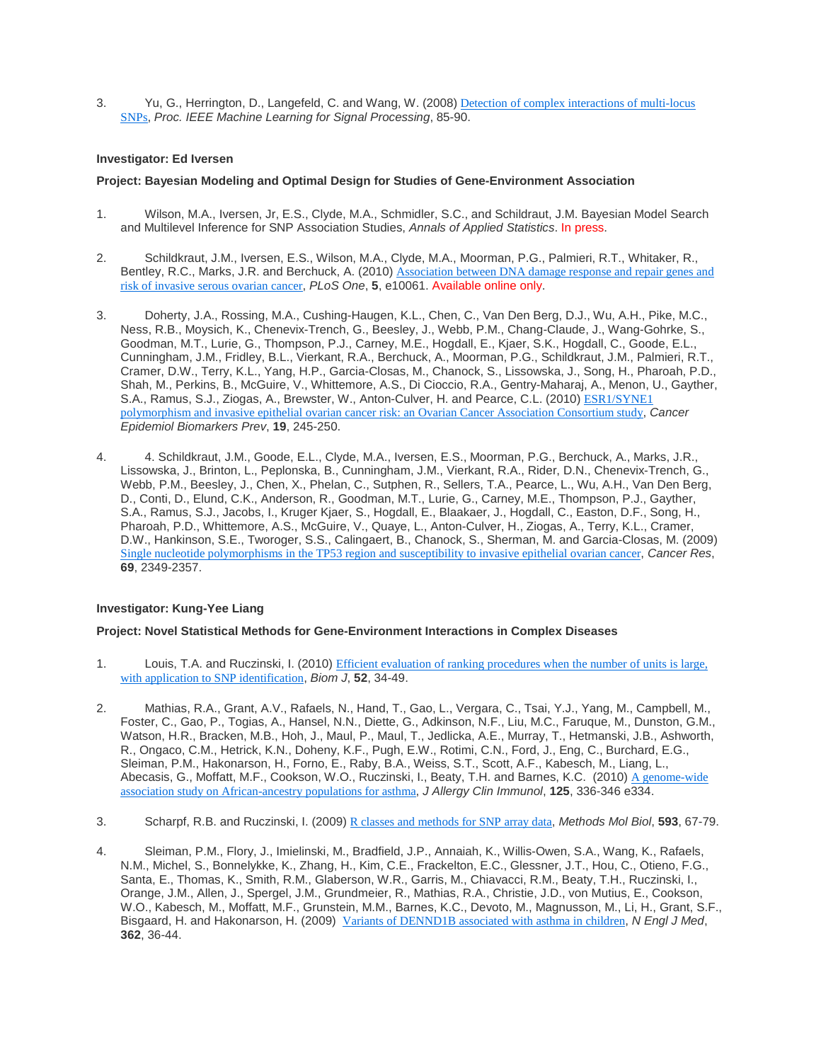3. Yu, G., Herrington, D., Langefeld, C. and Wang, W. (2008) Detection of complex interactions of multi-locus SNPs, *Proc. IEEE Machine Learning for Signal Processing*, 85-90.

**Investigator: Ed Iversen**

**Project: Bayesian Modeling and Optimal Design for Studies of Gene-Environment Association**

1. Wilson, M.A., Iversen, Jr, E.S., Clyde, M.A., Schmidler, S.C., and Schildraut, J.M. Bayesian Model Search and Multilevel Inference for SNP Association Studies, *Annals of Applied Statistics*. In press.

2. Schildkraut, J.M., Iversen, E.S., Wilson, M.A., Clyde, M.A., Moorman, P.G., Palmieri, R.T., Whitaker, R., Bentley, R.C., Marks, J.R. and Berchuck, A. (2010) Association between DNA damage response and repair genes and risk of invasive serous ovarian cancer, *PLoS One*, **5**, e10061. Available online only.

3. Doherty, J.A., Rossing, M.A., Cushing-Haugen, K.L., Chen, C., Van Den Berg, D.J., Wu, A.H., Pike, M.C., Ness, R.B., Moysich, K., Chenevix-Trench, G., Beesley, J., Webb, P.M., Chang-Claude, J., Wang-Gohrke, S., Goodman, M.T., Lurie, G., Thompson, P.J., Carney, M.E., Hogdall, E., Kjaer, S.K., Hogdall, C., Goode, E.L., Cunningham, J.M., Fridley, B.L., Vierkant, R.A., Berchuck, A., Moorman, P.G., Schildkraut, J.M., Palmieri, R.T., Cramer, D.W., Terry, K.L., Yang, H.P., Garcia-Closas, M., Chanock, S., Lissowska, J., Song, H., Pharoah, P.D., Shah, M., Perkins, B., McGuire, V., Whittemore, A.S., Di Cioccio, R.A., Gentry-Maharaj, A., Menon, U., Gayther, S.A., Ramus, S.J., Ziogas, A., Brewster, W., Anton-Culver, H. and Pearce, C.L. (2010) ESR1/SYNE1 polymorphism and invasive epithelial ovarian cancer risk: an Ovarian Cancer Association Consortium study, *Cancer Epidemiol Biomarkers Prev*, **19**, 245-250.

4. 4. Schildkraut, J.M., Goode, E.L., Clyde, M.A., Iversen, E.S., Moorman, P.G., Berchuck, A., Marks, J.R., Lissowska, J., Brinton, L., Peplonska, B., Cunningham, J.M., Vierkant, R.A., Rider, D.N., Chenevix-Trench, G., Webb, P.M., Beesley, J., Chen, X., Phelan, C., Sutphen, R., Sellers, T.A., Pearce, L., Wu, A.H., Van Den Berg, D., Conti, D., Elund, C.K., Anderson, R., Goodman, M.T., Lurie, G., Carney, M.E., Thompson, P.J., Gayther, S.A., Ramus, S.J., Jacobs, I., Kruger Kjaer, S., Hogdall, E., Blaakaer, J., Hogdall, C., Easton, D.F., Song, H., Pharoah, P.D., Whittemore, A.S., McGuire, V., Quaye, L., Anton-Culver, H., Ziogas, A., Terry, K.L., Cramer, D.W., Hankinson, S.E., Tworoger, S.S., Calingaert, B., Chanock, S., Sherman, M. and Garcia-Closas, M. (2009) Single nucleotide polymorphisms in the TP53 region and susceptibility to invasive epithelial ovarian cancer, *Cancer Res*, **69**, 2349-2357.

**Investigator: Kung-Yee Liang**

**Project: Novel Statistical Methods for Gene-Environment Interactions in Complex Diseases**

1. Louis, T.A. and Ruczinski, I. (2010) Efficient evaluation of ranking procedures when the number of units is large, with application to SNP identification, *Biom J*, **52**, 34-49.

2. Mathias, R.A., Grant, A.V., Rafaels, N., Hand, T., Gao, L., Vergara, C., Tsai, Y.J., Yang, M., Campbell, M., Foster, C., Gao, P., Togias, A., Hansel, N.N., Diette, G., Adkinson, N.F., Liu, M.C., Faruque, M., Dunston, G.M., Watson, H.R., Bracken, M.B., Hoh, J., Maul, P., Maul, T., Jedlicka, A.E., Murray, T., Hetmanski, J.B., Ashworth, R., Ongaco, C.M., Hetrick, K.N., Doheny, K.F., Pugh, E.W., Rotimi, C.N., Ford, J., Eng, C., Burchard, E.G., Sleiman, P.M., Hakonarson, H., Forno, E., Raby, B.A., Weiss, S.T., Scott, A.F., Kabesch, M., Liang, L., Abecasis, G., Moffatt, M.F., Cookson, W.O., Ruczinski, I., Beaty, T.H. and Barnes, K.C. (2010) A genome-wide association study on African-ancestry populations for asthma, *J Allergy Clin Immunol*, **125**, 336-346 e334.

3. Scharpf, R.B. and Ruczinski, I. (2009) R classes and methods for SNP array data, *Methods Mol Biol*, **593**, 67-79.

4. Sleiman, P.M., Flory, J., Imielinski, M., Bradfield, J.P., Annaiah, K., Willis-Owen, S.A., Wang, K., Rafaels, N.M., Michel, S., Bonnelykke, K., Zhang, H., Kim, C.E., Frackelton, E.C., Glessner, J.T., Hou, C., Otieno, F.G., Santa, E., Thomas, K., Smith, R.M., Glaberson, W.R., Garris, M., Chiavacci, R.M., Beaty, T.H., Ruczinski, I., Orange, J.M., Allen, J., Spergel, J.M., Grundmeier, R., Mathias, R.A., Christie, J.D., von Mutius, E., Cookson, W.O., Kabesch, M., Moffatt, M.F., Grunstein, M.M., Barnes, K.C., Devoto, M., Magnusson, M., Li, H., Grant, S.F., Bisgaard, H. and Hakonarson, H. (2009) Variants of DENND1B associated with asthma in children, *N Engl J Med*, **362**, 36-44.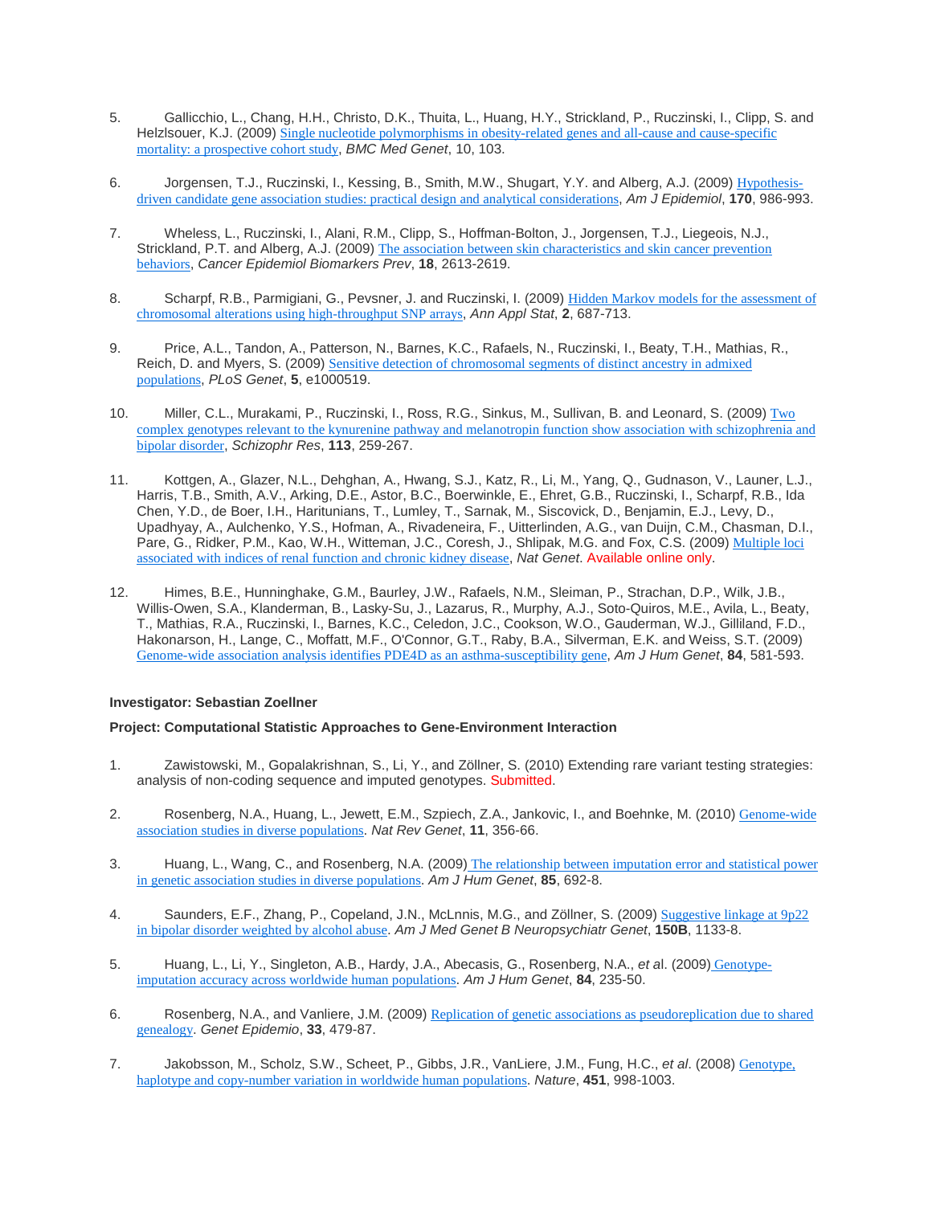5. Gallicchio, L., Chang, H.H., Christo, D.K., Thuita, L., Huang, H.Y., Strickland, P., Ruczinski, I., Clipp, S. and Helzlsouer, K.J. (2009) Single nucleotide polymorphisms in obesity-related genes and all-cause and cause-specific mortality: a prospective cohort study, *BMC Med Genet*, 10, 103.

6. Jorgensen, T.J., Ruczinski, I., Kessing, B., Smith, M.W., Shugart, Y.Y. and Alberg, A.J. (2009) Hypothesis-driven candidate gene association studies: practical design and analytical considerations, *Am J Epidemiol*, **170**, 986-993.

7. Wheless, L., Ruczinski, I., Alani, R.M., Clipp, S., Hoffman-Bolton, J., Jorgensen, T.J., Liegeois, N.J., Strickland, P.T. and Alberg, A.J. (2009) The association between skin characteristics and skin cancer prevention behaviors, *Cancer Epidemiol Biomarkers Prev*, **18**, 2613-2619.

8. Scharpf, R.B., Parmigiani, G., Pevsner, J. and Ruczinski, I. (2009) Hidden Markov models for the assessment of chromosomal alterations using high-throughput SNP arrays, *Ann Appl Stat*, **2**, 687-713.

9. Price, A.L., Tandon, A., Patterson, N., Barnes, K.C., Rafaels, N., Ruczinski, I., Beaty, T.H., Mathias, R., Reich, D. and Myers, S. (2009) Sensitive detection of chromosomal segments of distinct ancestry in admixed populations, *PLoS Genet*, **5**, e1000519.

10. Miller, C.L., Murakami, P., Ruczinski, I., Ross, R.G., Sinkus, M., Sullivan, B. and Leonard, S. (2009) Two complex genotypes relevant to the kynurenine pathway and melanotropin function show association with schizophrenia and bipolar disorder, *Schizophr Res*, **113**, 259-267.

11. Kottgen, A., Glazer, N.L., Dehghan, A., Hwang, S.J., Katz, R., Li, M., Yang, Q., Gudnason, V., Launer, L.J., Harris, T.B., Smith, A.V., Arking, D.E., Astor, B.C., Boerwinkle, E., Ehret, G.B., Ruczinski, I., Scharpf, R.B., Ida Chen, Y.D., de Boer, I.H., Haritunians, T., Lumley, T., Sarnak, M., Siscovick, D., Benjamin, E.J., Levy, D., Upadhyay, A., Aulchenko, Y.S., Hofman, A., Rivadeneira, F., Uitterlinden, A.G., van Duijn, C.M., Chasman, D.I., Pare, G., Ridker, P.M., Kao, W.H., Witteman, J.C., Coresh, J., Shlipak, M.G. and Fox, C.S. (2009) Multiple loci associated with indices of renal function and chronic kidney disease, *Nat Genet*. Available online only.

12. Himes, B.E., Hunninghake, G.M., Baurley, J.W., Rafaels, N.M., Sleiman, P., Strachan, D.P., Wilk, J.B., Willis-Owen, S.A., Klanderman, B., Lasky-Su, J., Lazarus, R., Murphy, A.J., Soto-Quiros, M.E., Avila, L., Beaty, T., Mathias, R.A., Ruczinski, I., Barnes, K.C., Celedon, J.C., Cookson, W.O., Gauderman, W.J., Gilliland, F.D., Hakonarson, H., Lange, C., Moffatt, M.F., O'Connor, G.T., Raby, B.A., Silverman, E.K. and Weiss, S.T. (2009) Genome-wide association analysis identifies PDE4D as an asthma-susceptibility gene, *Am J Hum Genet*, **84**, 581-593.

**Investigator: Sebastian Zoellner**

**Project: Computational Statistic Approaches to Gene-Environment Interaction**

1. Zawistowski, M., Gopalakrishnan, S., Li, Y., and Zöllner, S. (2010) Extending rare variant testing strategies: analysis of non-coding sequence and imputed genotypes. Submitted.

2. Rosenberg, N.A., Huang, L., Jewett, E.M., Szpiech, Z.A., Jankovic, I., and Boehnke, M. (2010) Genome-wide association studies in diverse populations. *Nat Rev Genet*, **11**, 356-66.

3. Huang, L., Wang, C., and Rosenberg, N.A. (2009) The relationship between imputation error and statistical power in genetic association studies in diverse populations. *Am J Hum Genet*, **85**, 692-8.

4. Saunders, E.F., Zhang, P., Copeland, J.N., McLnnis, M.G., and Zöllner, S. (2009) Suggestive linkage at 9p22 in bipolar disorder weighted by alcohol abuse. *Am J Med Genet B Neuropsychiatr Genet*, **150B**, 1133-8.

5. Huang, L., Li, Y., Singleton, A.B., Hardy, J.A., Abecasis, G., Rosenberg, N.A., *et al*. (2009) Genotype-imputation accuracy across worldwide human populations. *Am J Hum Genet*, **84**, 235-50.

6. Rosenberg, N.A., and Vanliere, J.M. (2009) Replication of genetic associations as pseudoreplication due to shared genealogy. *Genet Epidemio*, **33**, 479-87.

7. Jakobsson, M., Scholz, S.W., Scheet, P., Gibbs, J.R., VanLiere, J.M., Fung, H.C., *et al*. (2008) Genotype, haplotype and copy-number variation in worldwide human populations. *Nature*, **451**, 998-1003.